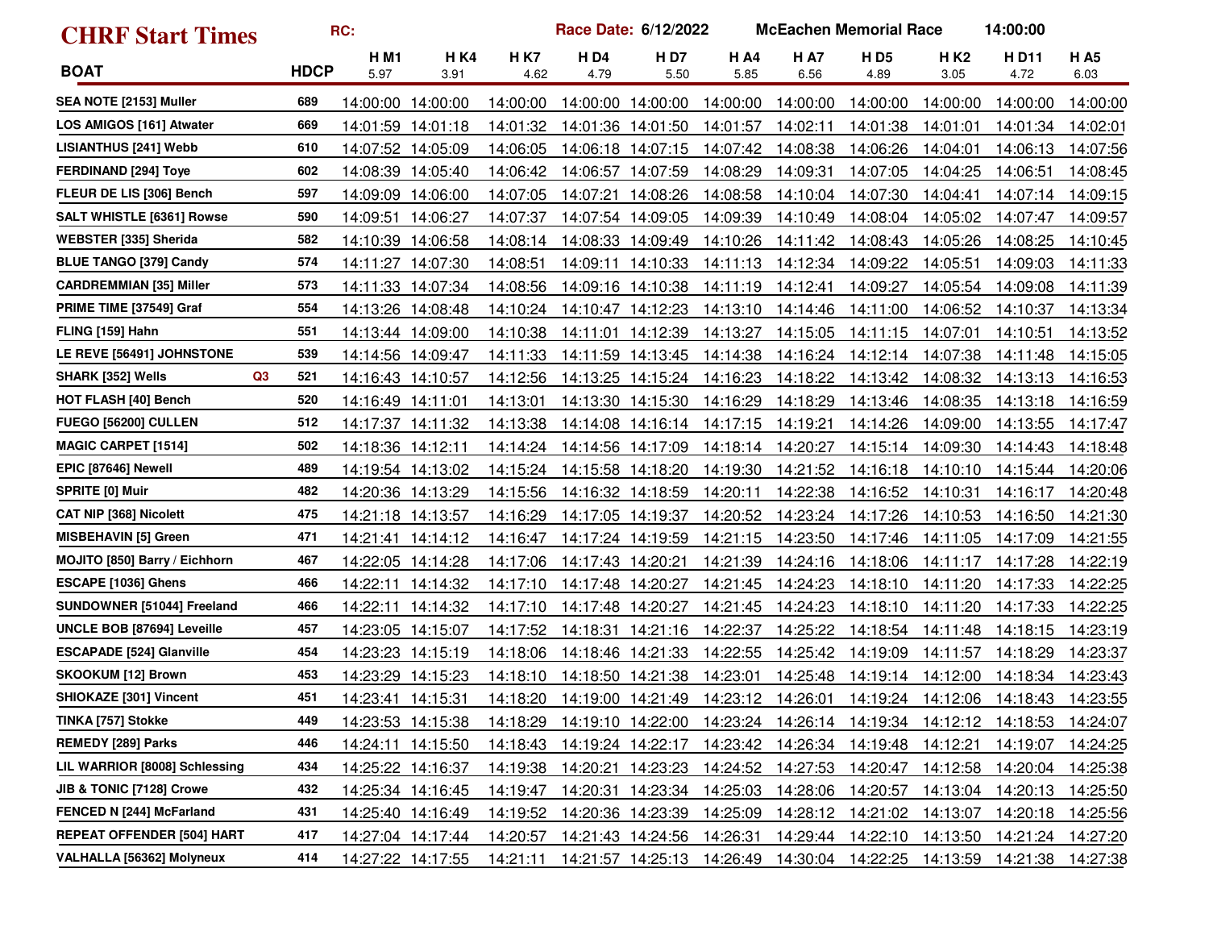# CHRF Start Times

RC: | Race Date: 6/12/2022 | McEachen Memorial Race | 14:00:00

| BOAT | | HDCP | H M1 5.97 | H K4 3.91 | H K7 4.62 | H D4 4.79 | H D7 5.50 | H A4 5.85 | H A7 6.56 | H D5 4.89 | H K2 3.05 | H D11 4.72 | H A5 6.03 |
|---|---|---|---|---|---|---|---|---|---|---|---|---|---|
| SEA NOTE [2153] Muller | | 689 | 14:00:00 | 14:00:00 | 14:00:00 | 14:00:00 | 14:00:00 | 14:00:00 | 14:00:00 | 14:00:00 | 14:00:00 | 14:00:00 | 14:00:00 |
| LOS AMIGOS [161] Atwater | | 669 | 14:01:59 | 14:01:18 | 14:01:32 | 14:01:36 | 14:01:50 | 14:01:57 | 14:02:11 | 14:01:38 | 14:01:01 | 14:01:34 | 14:02:01 |
| LISIANTHUS [241] Webb | | 610 | 14:07:52 | 14:05:09 | 14:06:05 | 14:06:18 | 14:07:15 | 14:07:42 | 14:08:38 | 14:06:26 | 14:04:01 | 14:06:13 | 14:07:56 |
| FERDINAND [294] Toye | | 602 | 14:08:39 | 14:05:40 | 14:06:42 | 14:06:57 | 14:07:59 | 14:08:29 | 14:09:31 | 14:07:05 | 14:04:25 | 14:06:51 | 14:08:45 |
| FLEUR DE LIS [306] Bench | | 597 | 14:09:09 | 14:06:00 | 14:07:05 | 14:07:21 | 14:08:26 | 14:08:58 | 14:10:04 | 14:07:30 | 14:04:41 | 14:07:14 | 14:09:15 |
| SALT WHISTLE [6361] Rowse | | 590 | 14:09:51 | 14:06:27 | 14:07:37 | 14:07:54 | 14:09:05 | 14:09:39 | 14:10:49 | 14:08:04 | 14:05:02 | 14:07:47 | 14:09:57 |
| WEBSTER [335] Sherida | | 582 | 14:10:39 | 14:06:58 | 14:08:14 | 14:08:33 | 14:09:49 | 14:10:26 | 14:11:42 | 14:08:43 | 14:05:26 | 14:08:25 | 14:10:45 |
| BLUE TANGO [379] Candy | | 574 | 14:11:27 | 14:07:30 | 14:08:51 | 14:09:11 | 14:10:33 | 14:11:13 | 14:12:34 | 14:09:22 | 14:05:51 | 14:09:03 | 14:11:33 |
| CARDREMMIAN [35] Miller | | 573 | 14:11:33 | 14:07:34 | 14:08:56 | 14:09:16 | 14:10:38 | 14:11:19 | 14:12:41 | 14:09:27 | 14:05:54 | 14:09:08 | 14:11:39 |
| PRIME TIME [37549] Graf | | 554 | 14:13:26 | 14:08:48 | 14:10:24 | 14:10:47 | 14:12:23 | 14:13:10 | 14:14:46 | 14:11:00 | 14:06:52 | 14:10:37 | 14:13:34 |
| FLING [159] Hahn | | 551 | 14:13:44 | 14:09:00 | 14:10:38 | 14:11:01 | 14:12:39 | 14:13:27 | 14:15:05 | 14:11:15 | 14:07:01 | 14:10:51 | 14:13:52 |
| LE REVE [56491] JOHNSTONE | | 539 | 14:14:56 | 14:09:47 | 14:11:33 | 14:11:59 | 14:13:45 | 14:14:38 | 14:16:24 | 14:12:14 | 14:07:38 | 14:11:48 | 14:15:05 |
| SHARK [352] Wells | Q3 | 521 | 14:16:43 | 14:10:57 | 14:12:56 | 14:13:25 | 14:15:24 | 14:16:23 | 14:18:22 | 14:13:42 | 14:08:32 | 14:13:13 | 14:16:53 |
| HOT FLASH [40] Bench | | 520 | 14:16:49 | 14:11:01 | 14:13:01 | 14:13:30 | 14:15:30 | 14:16:29 | 14:18:29 | 14:13:46 | 14:08:35 | 14:13:18 | 14:16:59 |
| FUEGO [56200] CULLEN | | 512 | 14:17:37 | 14:11:32 | 14:13:38 | 14:14:08 | 14:16:14 | 14:17:15 | 14:19:21 | 14:14:26 | 14:09:00 | 14:13:55 | 14:17:47 |
| MAGIC CARPET [1514] | | 502 | 14:18:36 | 14:12:11 | 14:14:24 | 14:14:56 | 14:17:09 | 14:18:14 | 14:20:27 | 14:15:14 | 14:09:30 | 14:14:43 | 14:18:48 |
| EPIC [87646] Newell | | 489 | 14:19:54 | 14:13:02 | 14:15:24 | 14:15:58 | 14:18:20 | 14:19:30 | 14:21:52 | 14:16:18 | 14:10:10 | 14:15:44 | 14:20:06 |
| SPRITE [0] Muir | | 482 | 14:20:36 | 14:13:29 | 14:15:56 | 14:16:32 | 14:18:59 | 14:20:11 | 14:22:38 | 14:16:52 | 14:10:31 | 14:16:17 | 14:20:48 |
| CAT NIP [368] Nicolett | | 475 | 14:21:18 | 14:13:57 | 14:16:29 | 14:17:05 | 14:19:37 | 14:20:52 | 14:23:24 | 14:17:26 | 14:10:53 | 14:16:50 | 14:21:30 |
| MISBEHAVIN [5] Green | | 471 | 14:21:41 | 14:14:12 | 14:16:47 | 14:17:24 | 14:19:59 | 14:21:15 | 14:23:50 | 14:17:46 | 14:11:05 | 14:17:09 | 14:21:55 |
| MOJITO [850] Barry / Eichhorn | | 467 | 14:22:05 | 14:14:28 | 14:17:06 | 14:17:43 | 14:20:21 | 14:21:39 | 14:24:16 | 14:18:06 | 14:11:17 | 14:17:28 | 14:22:19 |
| ESCAPE [1036] Ghens | | 466 | 14:22:11 | 14:14:32 | 14:17:10 | 14:17:48 | 14:20:27 | 14:21:45 | 14:24:23 | 14:18:10 | 14:11:20 | 14:17:33 | 14:22:25 |
| SUNDOWNER [51044] Freeland | | 466 | 14:22:11 | 14:14:32 | 14:17:10 | 14:17:48 | 14:20:27 | 14:21:45 | 14:24:23 | 14:18:10 | 14:11:20 | 14:17:33 | 14:22:25 |
| UNCLE BOB [87694] Leveille | | 457 | 14:23:05 | 14:15:07 | 14:17:52 | 14:18:31 | 14:21:16 | 14:22:37 | 14:25:22 | 14:18:54 | 14:11:48 | 14:18:15 | 14:23:19 |
| ESCAPADE [524] Glanville | | 454 | 14:23:23 | 14:15:19 | 14:18:06 | 14:18:46 | 14:21:33 | 14:22:55 | 14:25:42 | 14:19:09 | 14:11:57 | 14:18:29 | 14:23:37 |
| SKOOKUM [12] Brown | | 453 | 14:23:29 | 14:15:23 | 14:18:10 | 14:18:50 | 14:21:38 | 14:23:01 | 14:25:48 | 14:19:14 | 14:12:00 | 14:18:34 | 14:23:43 |
| SHIOKAZE [301] Vincent | | 451 | 14:23:41 | 14:15:31 | 14:18:20 | 14:19:00 | 14:21:49 | 14:23:12 | 14:26:01 | 14:19:24 | 14:12:06 | 14:18:43 | 14:23:55 |
| TINKA [757] Stokke | | 449 | 14:23:53 | 14:15:38 | 14:18:29 | 14:19:10 | 14:22:00 | 14:23:24 | 14:26:14 | 14:19:34 | 14:12:12 | 14:18:53 | 14:24:07 |
| REMEDY [289] Parks | | 446 | 14:24:11 | 14:15:50 | 14:18:43 | 14:19:24 | 14:22:17 | 14:23:42 | 14:26:34 | 14:19:48 | 14:12:21 | 14:19:07 | 14:24:25 |
| LIL WARRIOR [8008] Schlessing | | 434 | 14:25:22 | 14:16:37 | 14:19:38 | 14:20:21 | 14:23:23 | 14:24:52 | 14:27:53 | 14:20:47 | 14:12:58 | 14:20:04 | 14:25:38 |
| JIB & TONIC [7128] Crowe | | 432 | 14:25:34 | 14:16:45 | 14:19:47 | 14:20:31 | 14:23:34 | 14:25:03 | 14:28:06 | 14:20:57 | 14:13:04 | 14:20:13 | 14:25:50 |
| FENCED N [244] McFarland | | 431 | 14:25:40 | 14:16:49 | 14:19:52 | 14:20:36 | 14:23:39 | 14:25:09 | 14:28:12 | 14:21:02 | 14:13:07 | 14:20:18 | 14:25:56 |
| REPEAT OFFENDER [504] HART | | 417 | 14:27:04 | 14:17:44 | 14:20:57 | 14:21:43 | 14:24:56 | 14:26:31 | 14:29:44 | 14:22:10 | 14:13:50 | 14:21:24 | 14:27:20 |
| VALHALLA [56362] Molyneux | | 414 | 14:27:22 | 14:17:55 | 14:21:11 | 14:21:57 | 14:25:13 | 14:26:49 | 14:30:04 | 14:22:25 | 14:13:59 | 14:21:38 | 14:27:38 |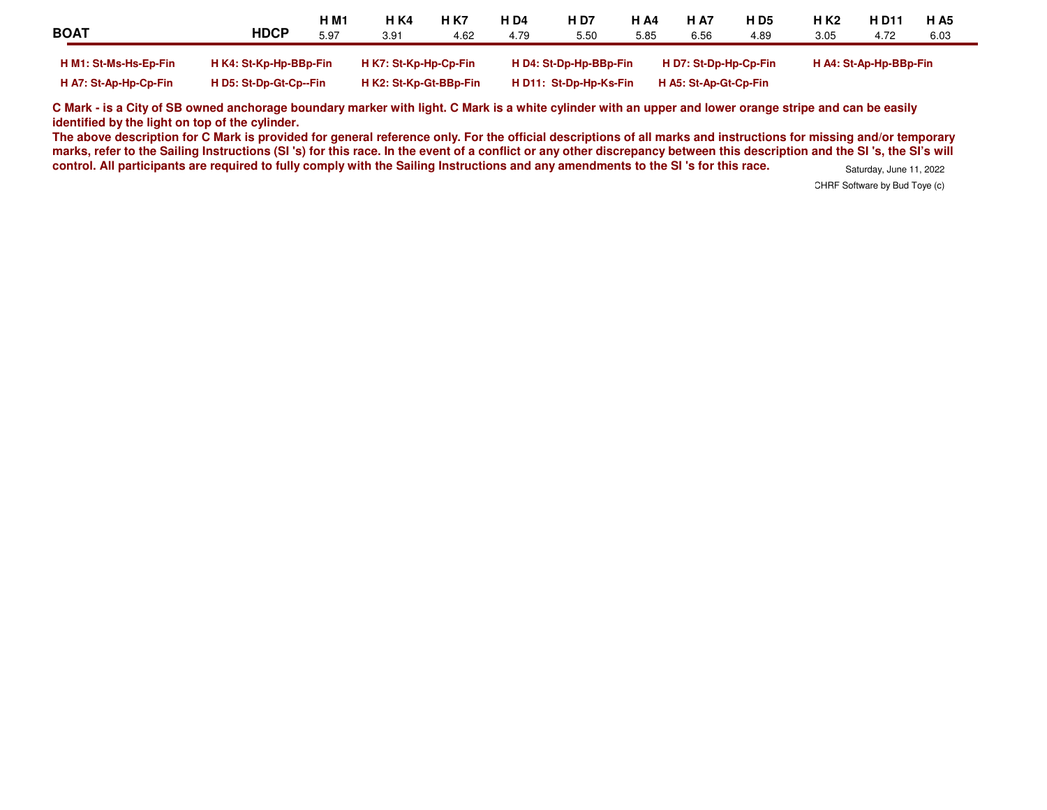| BOAT | HDCP | H M1 | H K4 | H K7 | H D4 | H D7 | H A4 | H A7 | H D5 | H K2 | H D11 | H A5 |
|---|---|---|---|---|---|---|---|---|---|---|---|---|
| | | 5.97 | 3.91 | 4.62 | 4.79 | 5.50 | 5.85 | 6.56 | 4.89 | 3.05 | 4.72 | 6.03 |

**H M1: St-Ms-Hs-Ep-Fin** **H K4: St-Kp-Hp-BBp-Fin** **H K7: St-Kp-Hp-Cp-Fin** **H D4: St-Dp-Hp-BBp-Fin** **H D7: St-Dp-Hp-Cp-Fin** **H A4: St-Ap-Hp-BBp-Fin**

**H A7: St-Ap-Hp-Cp-Fin** **H D5: St-Dp-Gt-Cp--Fin** **H K2: St-Kp-Gt-BBp-Fin** **H D11: St-Dp-Hp-Ks-Fin** **H A5: St-Ap-Gt-Cp-Fin**

**C Mark - is a City of SB owned anchorage boundary marker with light. C Mark is a white cylinder with an upper and lower orange stripe and can be easily identified by the light on top of the cylinder.**

**The above description for C Mark is provided for general reference only. For the official descriptions of all marks and instructions for missing and/or temporary marks, refer to the Sailing Instructions (SI 's) for this race. In the event of a conflict or any other discrepancy between this description and the SI 's, the SI's will control. All participants are required to fully comply with the Sailing Instructions and any amendments to the SI 's for this race.**

Saturday, June 11, 2022

CHRF Software by Bud Toye (c)